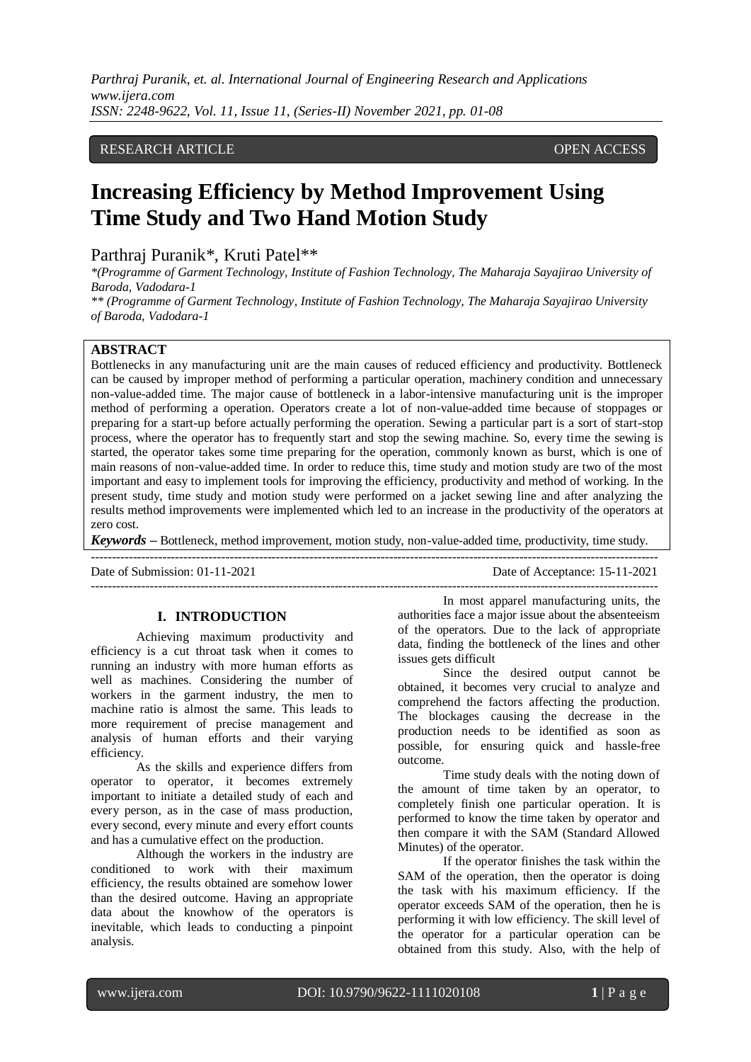RESEARCH ARTICLE OPEN ACCESS

# Increasing Efficiency by Method Improvement Using Time Study and Two Hand Motion Study

Parthraj Puranik*, Kruti Patel**

*(Programme of Garment Technology, Institute of Fashion Technology, The Maharaja Sayajirao University of Baroda, Vadodara-1

** (Programme of Garment Technology, Institute of Fashion Technology, The Maharaja Sayajirao University of Baroda, Vadodara-1

## ABSTRACT

Bottlenecks in any manufacturing unit are the main causes of reduced efficiency and productivity. Bottleneck can be caused by improper method of performing a particular operation, machinery condition and unnecessary non-value-added time. The major cause of bottleneck in a labor-intensive manufacturing unit is the improper method of performing a operation. Operators create a lot of non-value-added time because of stoppages or preparing for a start-up before actually performing the operation. Sewing a particular part is a sort of start-stop process, where the operator has to frequently start and stop the sewing machine. So, every time the sewing is started, the operator takes some time preparing for the operation, commonly known as burst, which is one of main reasons of non-value-added time. In order to reduce this, time study and motion study are two of the most important and easy to implement tools for improving the efficiency, productivity and method of working. In the present study, time study and motion study were performed on a jacket sewing line and after analyzing the results method improvements were implemented which led to an increase in the productivity of the operators at zero cost.

***Keywords*** **–** Bottleneck, method improvement, motion study, non-value-added time, productivity, time study.

Date of Submission: 01-11-2021 Date of Acceptance: 15-11-2021

## I. INTRODUCTION

Achieving maximum productivity and efficiency is a cut throat task when it comes to running an industry with more human efforts as well as machines. Considering the number of workers in the garment industry, the men to machine ratio is almost the same. This leads to more requirement of precise management and analysis of human efforts and their varying efficiency.

As the skills and experience differs from operator to operator, it becomes extremely important to initiate a detailed study of each and every person, as in the case of mass production, every second, every minute and every effort counts and has a cumulative effect on the production.

Although the workers in the industry are conditioned to work with their maximum efficiency, the results obtained are somehow lower than the desired outcome. Having an appropriate data about the knowhow of the operators is inevitable, which leads to conducting a pinpoint analysis.

In most apparel manufacturing units, the authorities face a major issue about the absenteeism of the operators. Due to the lack of appropriate data, finding the bottleneck of the lines and other issues gets difficult

Since the desired output cannot be obtained, it becomes very crucial to analyze and comprehend the factors affecting the production. The blockages causing the decrease in the production needs to be identified as soon as possible, for ensuring quick and hassle-free outcome.

Time study deals with the noting down of the amount of time taken by an operator, to completely finish one particular operation. It is performed to know the time taken by operator and then compare it with the SAM (Standard Allowed Minutes) of the operator.

If the operator finishes the task within the SAM of the operation, then the operator is doing the task with his maximum efficiency. If the operator exceeds SAM of the operation, then he is performing it with low efficiency. The skill level of the operator for a particular operation can be obtained from this study. Also, with the help of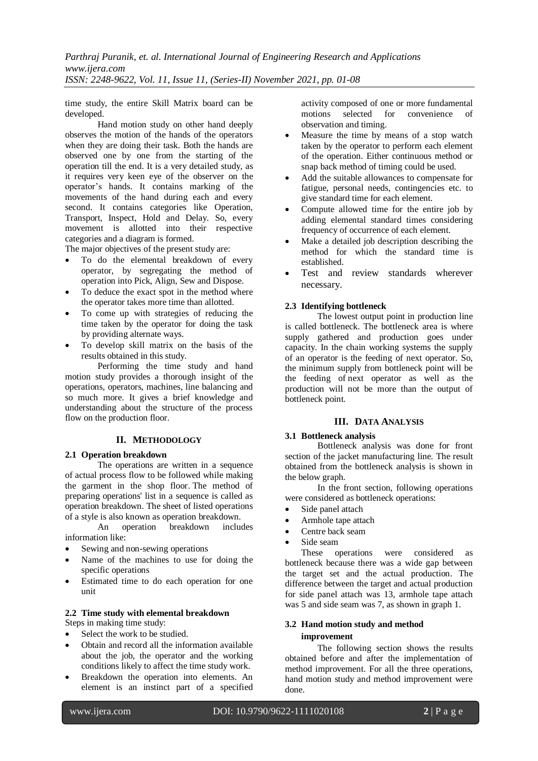time study, the entire Skill Matrix board can be developed.

Hand motion study on other hand deeply observes the motion of the hands of the operators when they are doing their task. Both the hands are observed one by one from the starting of the operation till the end. It is a very detailed study, as it requires very keen eye of the observer on the operator's hands. It contains marking of the movements of the hand during each and every second. It contains categories like Operation, Transport, Inspect, Hold and Delay. So, every movement is allotted into their respective categories and a diagram is formed.

The major objectives of the present study are:

- To do the elemental breakdown of every operator, by segregating the method of operation into Pick, Align, Sew and Dispose.
- To deduce the exact spot in the method where the operator takes more time than allotted.
- To come up with strategies of reducing the time taken by the operator for doing the task by providing alternate ways.
- To develop skill matrix on the basis of the results obtained in this study.

Performing the time study and hand motion study provides a thorough insight of the operations, operators, machines, line balancing and so much more. It gives a brief knowledge and understanding about the structure of the process flow on the production floor.

## II. METHODOLOGY

### 2.1 Operation breakdown

The operations are written in a sequence of actual process flow to be followed while making the garment in the shop floor. The method of preparing operations' list in a sequence is called as operation breakdown. The sheet of listed operations of a style is also known as operation breakdown.

An operation breakdown includes information like:

- Sewing and non-sewing operations
- Name of the machines to use for doing the specific operations
- Estimated time to do each operation for one unit

### 2.2 Time study with elemental breakdown

Steps in making time study:

- Select the work to be studied.
- Obtain and record all the information available about the job, the operator and the working conditions likely to affect the time study work.
- Breakdown the operation into elements. An element is an instinct part of a specified activity composed of one or more fundamental motions selected for convenience of observation and timing.
- Measure the time by means of a stop watch taken by the operator to perform each element of the operation. Either continuous method or snap back method of timing could be used.
- Add the suitable allowances to compensate for fatigue, personal needs, contingencies etc. to give standard time for each element.
- Compute allowed time for the entire job by adding elemental standard times considering frequency of occurrence of each element.
- Make a detailed job description describing the method for which the standard time is established.
- Test and review standards wherever necessary.

### 2.3 Identifying bottleneck

The lowest output point in production line is called bottleneck. The bottleneck area is where supply gathered and production goes under capacity. In the chain working systems the supply of an operator is the feeding of next operator. So, the minimum supply from bottleneck point will be the feeding of next operator as well as the production will not be more than the output of bottleneck point.

## III. DATA ANALYSIS

### 3.1 Bottleneck analysis

Bottleneck analysis was done for front section of the jacket manufacturing line. The result obtained from the bottleneck analysis is shown in the below graph.

In the front section, following operations were considered as bottleneck operations:

- Side panel attach
- Armhole tape attach
- Centre back seam
- Side seam

These operations were considered as bottleneck because there was a wide gap between the target set and the actual production. The difference between the target and actual production for side panel attach was 13, armhole tape attach was 5 and side seam was 7, as shown in graph 1.

### 3.2 Hand motion study and method improvement

The following section shows the results obtained before and after the implementation of method improvement. For all the three operations, hand motion study and method improvement were done.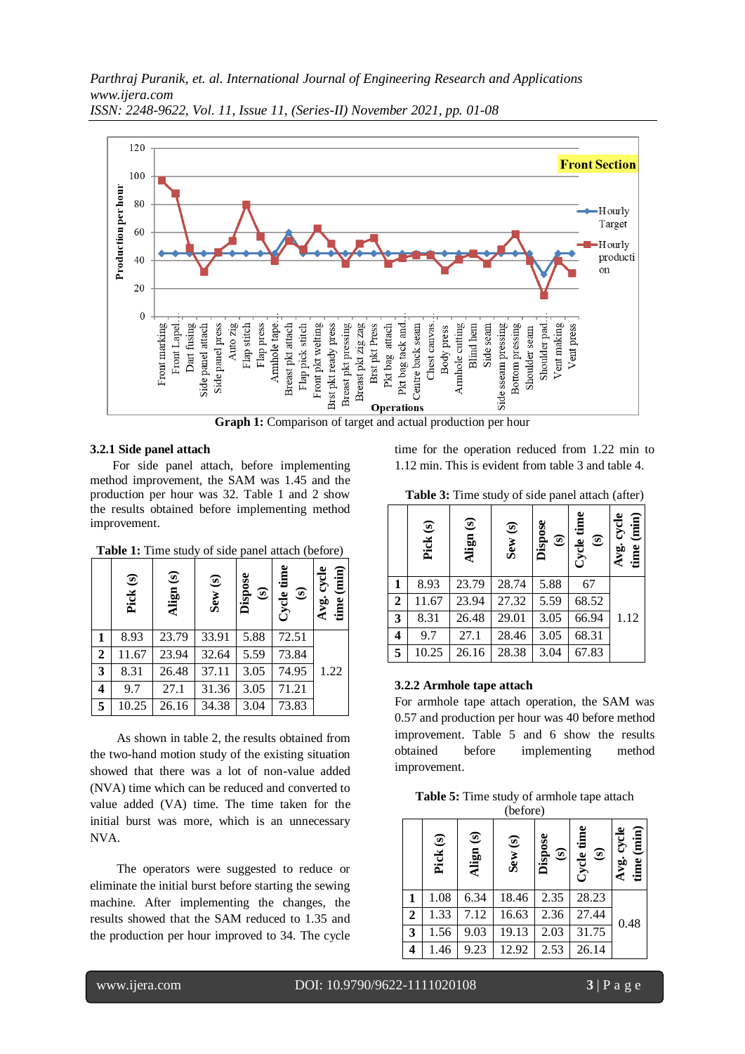Front Section

120
100
80
60
40
20
0

Production per hour

Hourly Target
Hourly production

Front marking
Front Lapel...
Dart fusing
Side panel attach
Side panel press
Auto zig
Flap stitch
Flap press
Armhole tape...
Breast pkt attach
Flap pick stitch
Front pkt welting
Brst pkt ready press
Breast pkt pressing
Breast pkt zig zag
Brst pkt Press
Pkt bag attach
Pkt bag tack and...
Centre back seam
Chest canvas...
Body press
Armhole cutting
Blind hem
Side seam
Side seam pressing
Bottom pressing
Shoulder seam
Shoulder pad...
Vent making
Vent press

Operations

**Graph 1:** Comparison of target and actual production per hour

### 3.2.1 Side panel attach

For side panel attach, before implementing method improvement, the SAM was 1.45 and the production per hour was 32. Table 1 and 2 show the results obtained before implementing method improvement.

**Table 1:** Time study of side panel attach (before)

| | Pick (s) | Align (s) | Sew (s) | Dispose (s) | Cycle time (s) | Avg. cycle time (min) |
|---|---|---|---|---|---|---|
| 1 | 8.93 | 23.79 | 33.91 | 5.88 | 72.51 | 1.22 |
| 2 | 11.67 | 23.94 | 32.64 | 5.59 | 73.84 | |
| 3 | 8.31 | 26.48 | 37.11 | 3.05 | 74.95 | |
| 4 | 9.7 | 27.1 | 31.36 | 3.05 | 71.21 | |
| 5 | 10.25 | 26.16 | 34.38 | 3.04 | 73.83 | |

As shown in table 2, the results obtained from the two-hand motion study of the existing situation showed that there was a lot of non-value added (NVA) time which can be reduced and converted to value added (VA) time. The time taken for the initial burst was more, which is an unnecessary NVA.

The operators were suggested to reduce or eliminate the initial burst before starting the sewing machine. After implementing the changes, the results showed that the SAM reduced to 1.35 and the production per hour improved to 34. The cycle time for the operation reduced from 1.22 min to 1.12 min. This is evident from table 3 and table 4.

**Table 3:** Time study of side panel attach (after)

| | Pick (s) | Align (s) | Sew (s) | Dispose (s) | Cycle time (s) | Avg. cycle time (min) |
|---|---|---|---|---|---|---|
| 1 | 8.93 | 23.79 | 28.74 | 5.88 | 67 | 1.12 |
| 2 | 11.67 | 23.94 | 27.32 | 5.59 | 68.52 | |
| 3 | 8.31 | 26.48 | 29.01 | 3.05 | 66.94 | |
| 4 | 9.7 | 27.1 | 28.46 | 3.05 | 68.31 | |
| 5 | 10.25 | 26.16 | 28.38 | 3.04 | 67.83 | |

### 3.2.2 Armhole tape attach

For armhole tape attach operation, the SAM was 0.57 and production per hour was 40 before method improvement. Table 5 and 6 show the results obtained before implementing method improvement.

**Table 5:** Time study of armhole tape attach (before)

| | Pick (s) | Align (s) | Sew (s) | Dispose (s) | Cycle time (s) | Avg. cycle time (min) |
|---|---|---|---|---|---|---|
| 1 | 1.08 | 6.34 | 18.46 | 2.35 | 28.23 | 0.48 |
| 2 | 1.33 | 7.12 | 16.63 | 2.36 | 27.44 | |
| 3 | 1.56 | 9.03 | 19.13 | 2.03 | 31.75 | |
| 4 | 1.46 | 9.23 | 12.92 | 2.53 | 26.14 | |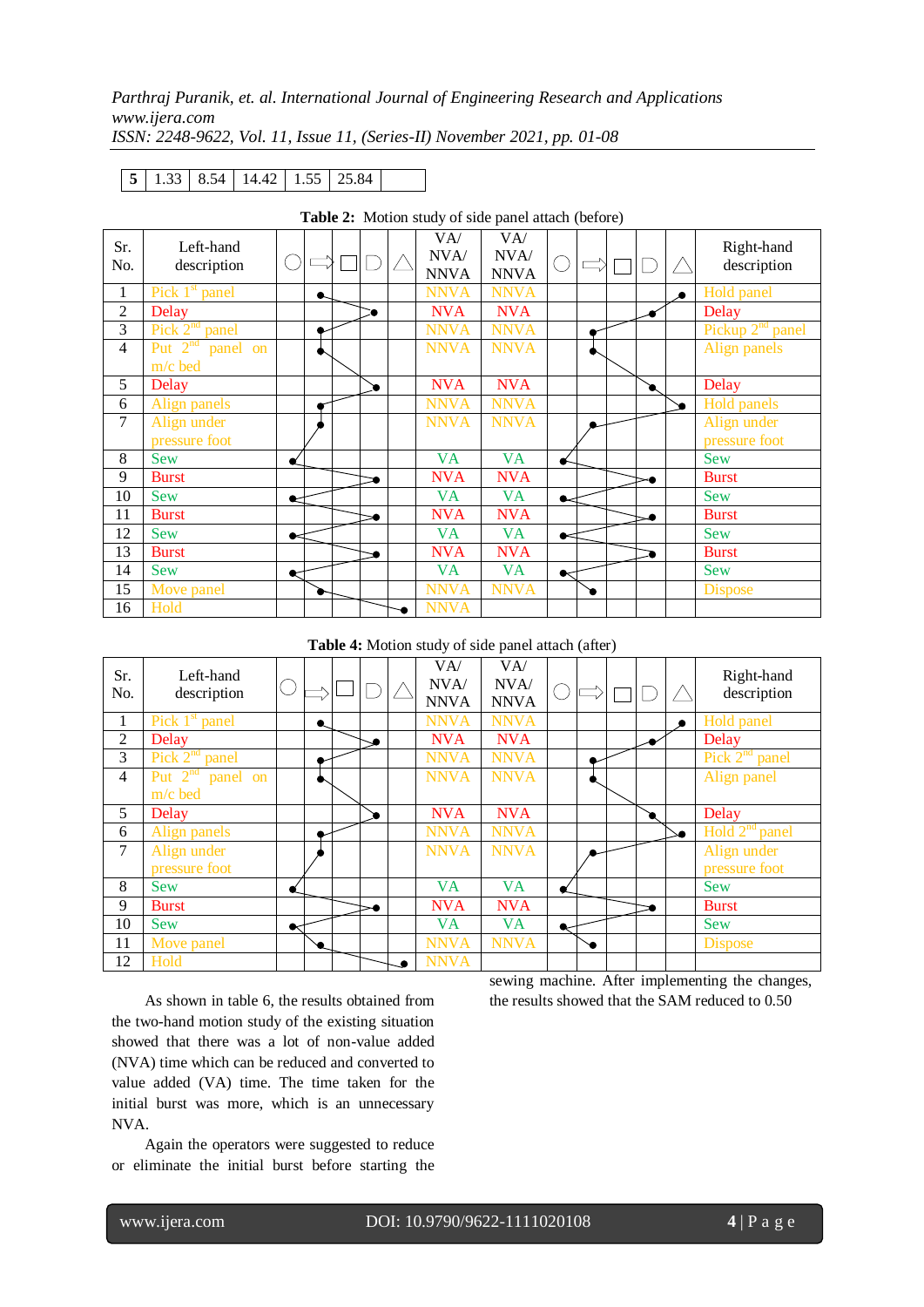| | | | | | | |
|---|---|---|---|---|---|---|
| **5** | 1.33 | 8.54 | 14.42 | 1.55 | 25.84 | |

**Table 2:** Motion study of side panel attach (before)

| Sr. No. | Left-hand description | ○ | ⇨ | □ | D | △ | VA/ NVA/ NNVA | VA/ NVA/ NNVA | ○ | ⇨ | □ | D | △ | Right-hand description |
|---|---|---|---|---|---|---|---|---|---|---|---|---|---|---|
| 1 | Pick 1st panel | | ● | | | | NNVA | NNVA | | | | | ● | Hold panel |
| 2 | Delay | | | | ● | | NVA | NVA | | | | ● | | Delay |
| 3 | Pick 2nd panel | | ● | | | | NNVA | NNVA | | ● | | | | Pickup 2nd panel |
| 4 | Put 2nd panel on m/c bed | | ● | | | | NNVA | NNVA | | ● | | | | Align panels |
| 5 | Delay | | | | ● | | NVA | NVA | | | | ● | | Delay |
| 6 | Align panels | | ● | | | | NNVA | NNVA | | | | | ● | Hold panels |
| 7 | Align under pressure foot | | ● | | | | NNVA | NNVA | | ● | | | | Align under pressure foot |
| 8 | Sew | ● | | | | | VA | VA | ● | | | | | Sew |
| 9 | Burst | | | | ● | | NVA | NVA | | | | ● | | Burst |
| 10 | Sew | ● | | | | | VA | VA | ● | | | | | Sew |
| 11 | Burst | | | | ● | | NVA | NVA | | | | ● | | Burst |
| 12 | Sew | ● | | | | | VA | VA | ● | | | | | Sew |
| 13 | Burst | | | | ● | | NVA | NVA | | | | ● | | Burst |
| 14 | Sew | ● | | | | | VA | VA | ● | | | | | Sew |
| 15 | Move panel | | ● | | | | NNVA | NNVA | | ● | | | | Dispose |
| 16 | Hold | | | | | ● | NNVA | | | | | | | |

**Table 4:** Motion study of side panel attach (after)

| Sr. No. | Left-hand description | ○ | ⇨ | □ | D | △ | VA/ NVA/ NNVA | VA/ NVA/ NNVA | ○ | ⇨ | □ | D | △ | Right-hand description |
|---|---|---|---|---|---|---|---|---|---|---|---|---|---|---|
| 1 | Pick 1st panel | | ● | | | | NNVA | NNVA | | | | | ● | Hold panel |
| 2 | Delay | | | | ● | | NVA | NVA | | | | ● | | Delay |
| 3 | Pick 2nd panel | | ● | | | | NNVA | NNVA | | ● | | | | Pick 2nd panel |
| 4 | Put 2nd panel on m/c bed | | ● | | | | NNVA | NNVA | | ● | | | | Align panel |
| 5 | Delay | | | | ● | | NVA | NVA | | | | ● | | Delay |
| 6 | Align panels | | ● | | | | NNVA | NNVA | | | | | ● | Hold 2nd panel |
| 7 | Align under pressure foot | | ● | | | | NNVA | NNVA | | ● | | | | Align under pressure foot |
| 8 | Sew | ● | | | | | VA | VA | ● | | | | | Sew |
| 9 | Burst | | | | ● | | NVA | NVA | | | | ● | | Burst |
| 10 | Sew | ● | | | | | VA | VA | ● | | | | | Sew |
| 11 | Move panel | | ● | | | | NNVA | NNVA | | ● | | | | Dispose |
| 12 | Hold | | | | | ● | NNVA | | | | | | | |

As shown in table 6, the results obtained from the two-hand motion study of the existing situation showed that there was a lot of non-value added (NVA) time which can be reduced and converted to value added (VA) time. The time taken for the initial burst was more, which is an unnecessary NVA.

Again the operators were suggested to reduce or eliminate the initial burst before starting the sewing machine. After implementing the changes, the results showed that the SAM reduced to 0.50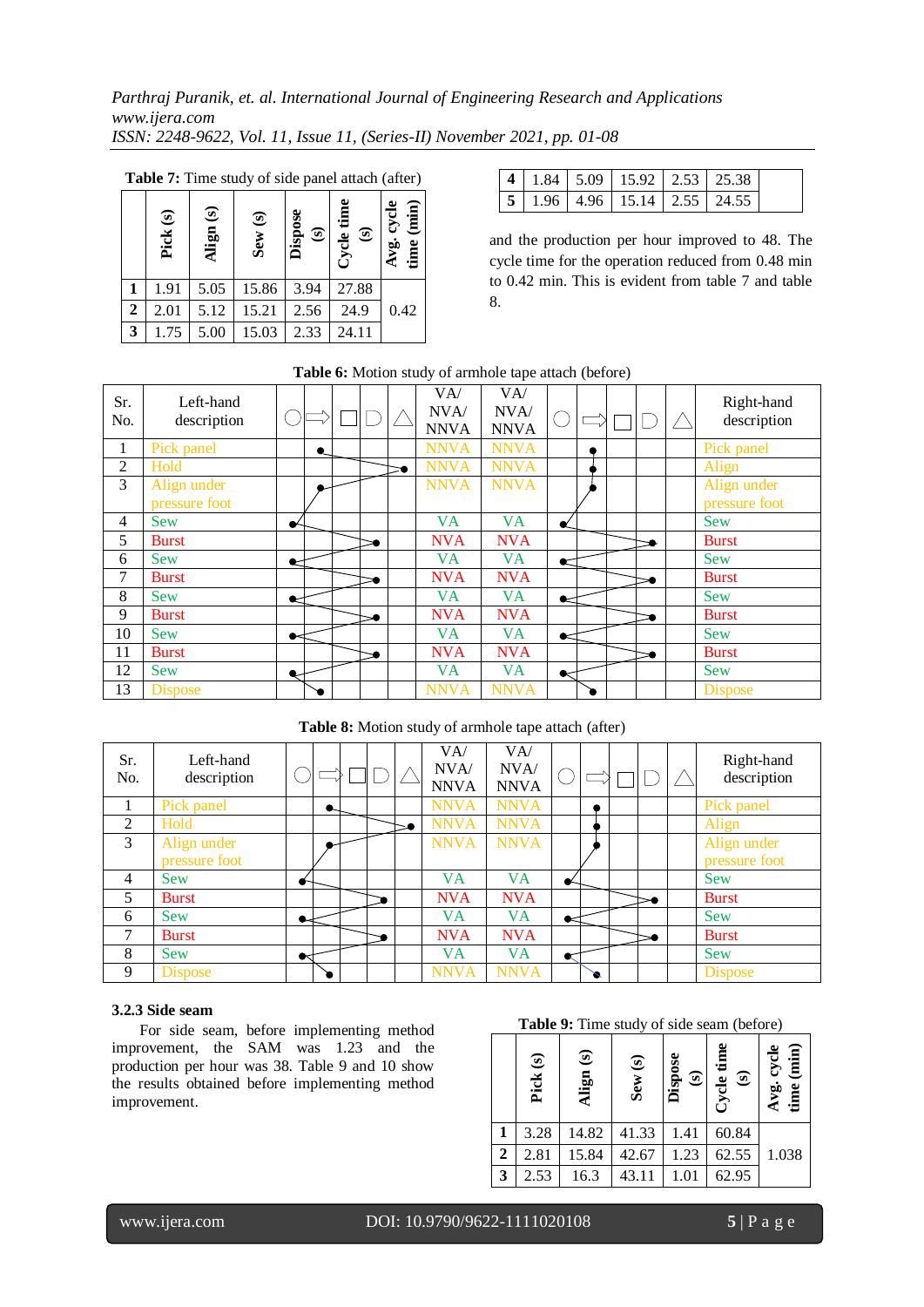**Table 7:** Time study of side panel attach (after)

| | Pick (s) | Align (s) | Sew (s) | Dispose (s) | Cycle time (s) | Avg. cycle time (min) |
|---|---|---|---|---|---|---|
| 1 | 1.91 | 5.05 | 15.86 | 3.94 | 27.88 | 0.42 |
| 2 | 2.01 | 5.12 | 15.21 | 2.56 | 24.9 | |
| 3 | 1.75 | 5.00 | 15.03 | 2.33 | 24.11 | |
| 4 | 1.84 | 5.09 | 15.92 | 2.53 | 25.38 | |
| 5 | 1.96 | 4.96 | 15.14 | 2.55 | 24.55 | |

and the production per hour improved to 48. The cycle time for the operation reduced from 0.48 min to 0.42 min. This is evident from table 7 and table 8.

**Table 6:** Motion study of armhole tape attach (before)

| Sr. No. | Left-hand description | VA/ NVA/ NNVA | VA/ NVA/ NNVA | Right-hand description |
|---|---|---|---|---|
| 1 | Pick panel | NNVA | NNVA | Pick panel |
| 2 | Hold | NNVA | NNVA | Align |
| 3 | Align under pressure foot | NNVA | NNVA | Align under pressure foot |
| 4 | Sew | VA | VA | Sew |
| 5 | Burst | NVA | NVA | Burst |
| 6 | Sew | VA | VA | Sew |
| 7 | Burst | NVA | NVA | Burst |
| 8 | Sew | VA | VA | Sew |
| 9 | Burst | NVA | NVA | Burst |
| 10 | Sew | VA | VA | Sew |
| 11 | Burst | NVA | NVA | Burst |
| 12 | Sew | VA | VA | Sew |
| 13 | Dispose | NNVA | NNVA | Dispose |

**Table 8:** Motion study of armhole tape attach (after)

| Sr. No. | Left-hand description | VA/ NVA/ NNVA | VA/ NVA/ NNVA | Right-hand description |
|---|---|---|---|---|
| 1 | Pick panel | NNVA | NNVA | Pick panel |
| 2 | Hold | NNVA | NNVA | Align |
| 3 | Align under pressure foot | NNVA | NNVA | Align under pressure foot |
| 4 | Sew | VA | VA | Sew |
| 5 | Burst | NVA | NVA | Burst |
| 6 | Sew | VA | VA | Sew |
| 7 | Burst | NVA | NVA | Burst |
| 8 | Sew | VA | VA | Sew |
| 9 | Dispose | NNVA | NNVA | Dispose |

### 3.2.3 Side seam

For side seam, before implementing method improvement, the SAM was 1.23 and the production per hour was 38. Table 9 and 10 show the results obtained before implementing method improvement.

**Table 9:** Time study of side seam (before)

| | Pick (s) | Align (s) | Sew (s) | Dispose (s) | Cycle time (s) | Avg. cycle time (min) |
|---|---|---|---|---|---|---|
| 1 | 3.28 | 14.82 | 41.33 | 1.41 | 60.84 | 1.038 |
| 2 | 2.81 | 15.84 | 42.67 | 1.23 | 62.55 | |
| 3 | 2.53 | 16.3 | 43.11 | 1.01 | 62.95 | |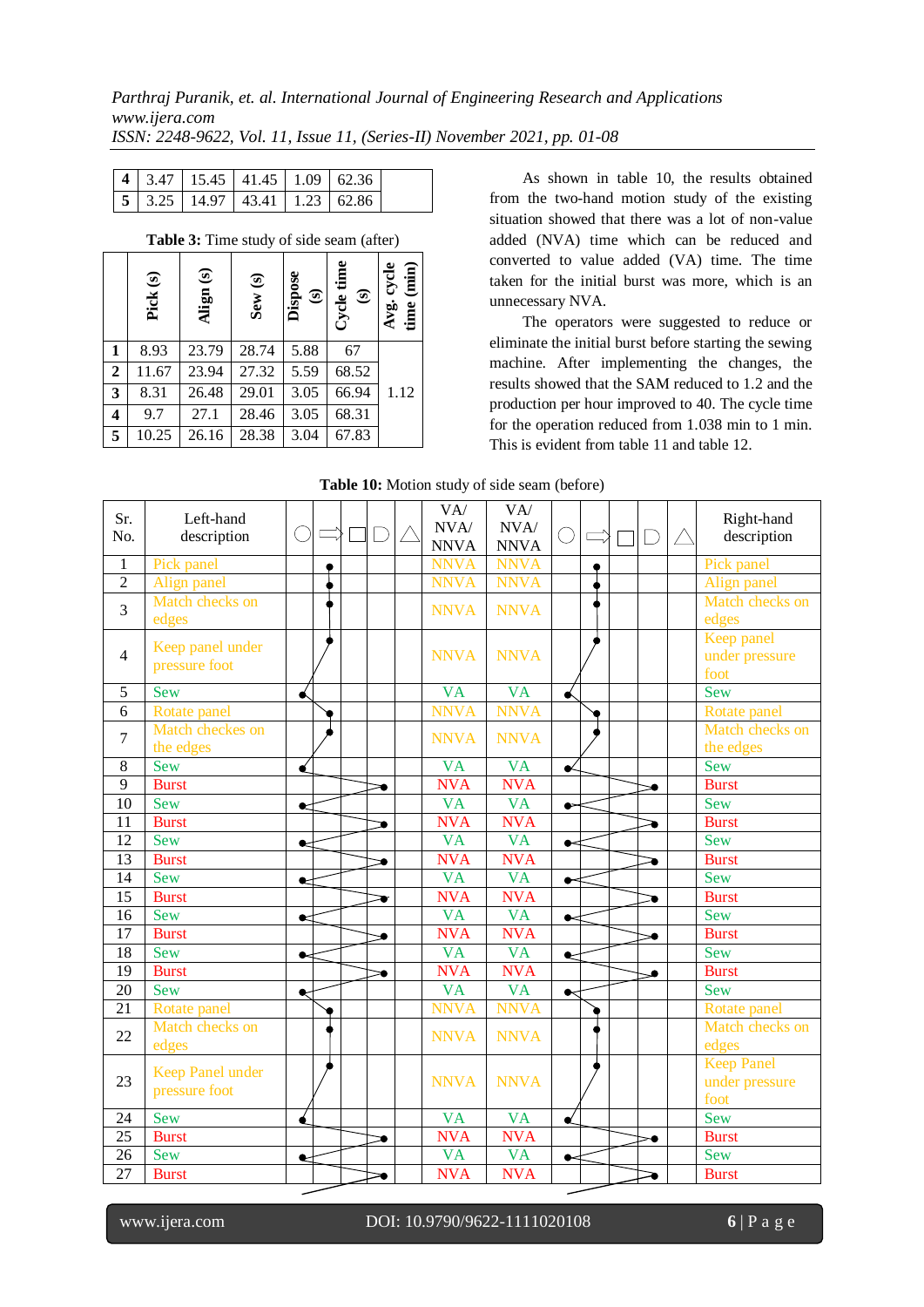| | | | | | |
|---|---|---|---|---|---|
| **4** | 3.47 | 15.45 | 41.45 | 1.09 | 62.36 |
| **5** | 3.25 | 14.97 | 43.41 | 1.23 | 62.86 |

**Table 3:** Time study of side seam (after)

| | Pick (s) | Align (s) | Sew (s) | Dispose (s) | Cycle time (s) | Avg. cycle time (min) |
|---|---|---|---|---|---|---|
| **1** | 8.93 | 23.79 | 28.74 | 5.88 | 67 | |
| **2** | 11.67 | 23.94 | 27.32 | 5.59 | 68.52 | |
| **3** | 8.31 | 26.48 | 29.01 | 3.05 | 66.94 | 1.12 |
| **4** | 9.7 | 27.1 | 28.46 | 3.05 | 68.31 | |
| **5** | 10.25 | 26.16 | 28.38 | 3.04 | 67.83 | |

As shown in table 10, the results obtained from the two-hand motion study of the existing situation showed that there was a lot of non-value added (NVA) time which can be reduced and converted to value added (VA) time. The time taken for the initial burst was more, which is an unnecessary NVA.

The operators were suggested to reduce or eliminate the initial burst before starting the sewing machine. After implementing the changes, the results showed that the SAM reduced to 1.2 and the production per hour improved to 40. The cycle time for the operation reduced from 1.038 min to 1 min. This is evident from table 11 and table 12.

**Table 10:** Motion study of side seam (before)

| Sr. No. | Left-hand description | VA/ NVA/ NNVA | VA/ NVA/ NNVA | Right-hand description |
|---|---|---|---|---|
| 1 | Pick panel | NNVA | NNVA | Pick panel |
| 2 | Align panel | NNVA | NNVA | Align panel |
| 3 | Match checks on edges | NNVA | NNVA | Match checks on edges |
| 4 | Keep panel under pressure foot | NNVA | NNVA | Keep panel under pressure foot |
| 5 | Sew | VA | VA | Sew |
| 6 | Rotate panel | NNVA | NNVA | Rotate panel |
| 7 | Match checkes on the edges | NNVA | NNVA | Match checks on the edges |
| 8 | Sew | VA | VA | Sew |
| 9 | Burst | NVA | NVA | Burst |
| 10 | Sew | VA | VA | Sew |
| 11 | Burst | NVA | NVA | Burst |
| 12 | Sew | VA | VA | Sew |
| 13 | Burst | NVA | NVA | Burst |
| 14 | Sew | VA | VA | Sew |
| 15 | Burst | NVA | NVA | Burst |
| 16 | Sew | VA | VA | Sew |
| 17 | Burst | NVA | NVA | Burst |
| 18 | Sew | VA | VA | Sew |
| 19 | Burst | NVA | NVA | Burst |
| 20 | Sew | VA | VA | Sew |
| 21 | Rotate panel | NNVA | NNVA | Rotate panel |
| 22 | Match checks on edges | NNVA | NNVA | Match checks on edges |
| 23 | Keep Panel under pressure foot | NNVA | NNVA | Keep Panel under pressure foot |
| 24 | Sew | VA | VA | Sew |
| 25 | Burst | NVA | NVA | Burst |
| 26 | Sew | VA | VA | Sew |
| 27 | Burst | NVA | NVA | Burst |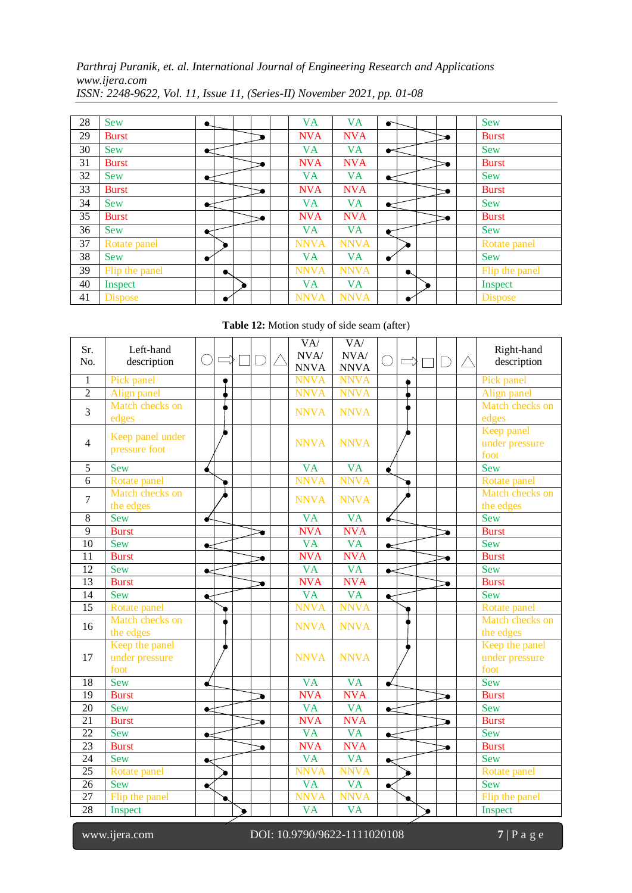| 28 | Sew | | | | | | VA | VA | | | | | | Sew |
|---|---|---|---|---|---|---|---|---|---|---|---|---|---|---|
| 29 | Burst | | | | | | NVA | NVA | | | | | | Burst |
| 30 | Sew | | | | | | VA | VA | | | | | | Sew |
| 31 | Burst | | | | | | NVA | NVA | | | | | | Burst |
| 32 | Sew | | | | | | VA | VA | | | | | | Sew |
| 33 | Burst | | | | | | NVA | NVA | | | | | | Burst |
| 34 | Sew | | | | | | VA | VA | | | | | | Sew |
| 35 | Burst | | | | | | NVA | NVA | | | | | | Burst |
| 36 | Sew | | | | | | VA | VA | | | | | | Sew |
| 37 | Rotate panel | | | | | | NNVA | NNVA | | | | | | Rotate panel |
| 38 | Sew | | | | | | VA | VA | | | | | | Sew |
| 39 | Flip the panel | | | | | | NNVA | NNVA | | | | | | Flip the panel |
| 40 | Inspect | | | | | | VA | VA | | | | | | Inspect |
| 41 | Dispose | | | | | | NNVA | NNVA | | | | | | Dispose |

**Table 12:** Motion study of side seam (after)

| Sr. No. | Left-hand description | ◯ | ⇨ | ☐ | D | △ | VA/ NVA/ NNVA | VA/ NVA/ NNVA | ◯ | ⇨ | ☐ | D | △ | Right-hand description |
|---|---|---|---|---|---|---|---|---|---|---|---|---|---|---|
| 1 | Pick panel | | | | | | NNVA | NNVA | | | | | | Pick panel |
| 2 | Align panel | | | | | | NNVA | NNVA | | | | | | Align panel |
| 3 | Match checks on edges | | | | | | NNVA | NNVA | | | | | | Match checks on edges |
| 4 | Keep panel under pressure foot | | | | | | NNVA | NNVA | | | | | | Keep panel under pressure foot |
| 5 | Sew | | | | | | VA | VA | | | | | | Sew |
| 6 | Rotate panel | | | | | | NNVA | NNVA | | | | | | Rotate panel |
| 7 | Match checks on the edges | | | | | | NNVA | NNVA | | | | | | Match checks on the edges |
| 8 | Sew | | | | | | VA | VA | | | | | | Sew |
| 9 | Burst | | | | | | NVA | NVA | | | | | | Burst |
| 10 | Sew | | | | | | VA | VA | | | | | | Sew |
| 11 | Burst | | | | | | NVA | NVA | | | | | | Burst |
| 12 | Sew | | | | | | VA | VA | | | | | | Sew |
| 13 | Burst | | | | | | NVA | NVA | | | | | | Burst |
| 14 | Sew | | | | | | VA | VA | | | | | | Sew |
| 15 | Rotate panel | | | | | | NNVA | NNVA | | | | | | Rotate panel |
| 16 | Match checks on the edges | | | | | | NNVA | NNVA | | | | | | Match checks on the edges |
| 17 | Keep the panel under pressure foot | | | | | | NNVA | NNVA | | | | | | Keep the panel under pressure foot |
| 18 | Sew | | | | | | VA | VA | | | | | | Sew |
| 19 | Burst | | | | | | NVA | NVA | | | | | | Burst |
| 20 | Sew | | | | | | VA | VA | | | | | | Sew |
| 21 | Burst | | | | | | NVA | NVA | | | | | | Burst |
| 22 | Sew | | | | | | VA | VA | | | | | | Sew |
| 23 | Burst | | | | | | NVA | NVA | | | | | | Burst |
| 24 | Sew | | | | | | VA | VA | | | | | | Sew |
| 25 | Rotate panel | | | | | | NNVA | NNVA | | | | | | Rotate panel |
| 26 | Sew | | | | | | VA | VA | | | | | | Sew |
| 27 | Flip the panel | | | | | | NNVA | NNVA | | | | | | Flip the panel |
| 28 | Inspect | | | | | | VA | VA | | | | | | Inspect |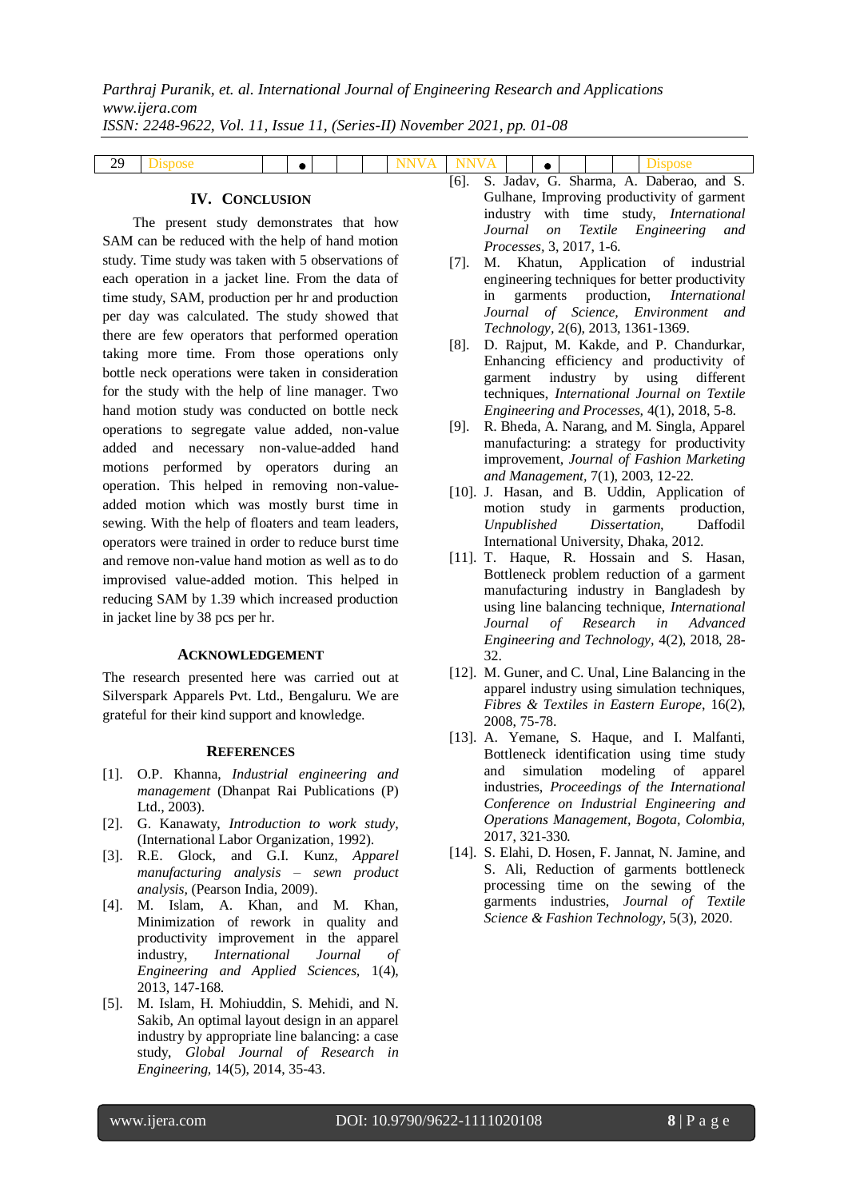| | | | | | | | | | | | | | | |
|---|---|---|---|---|---|---|---|---|---|---|---|---|---|---|
| 29 | Dispose | | ● | | | | NNVA | NNVA | | ● | | | | Dispose |

## IV. CONCLUSION

The present study demonstrates that how SAM can be reduced with the help of hand motion study. Time study was taken with 5 observations of each operation in a jacket line. From the data of time study, SAM, production per hr and production per day was calculated. The study showed that there are few operators that performed operation taking more time. From those operations only bottle neck operations were taken in consideration for the study with the help of line manager. Two hand motion study was conducted on bottle neck operations to segregate value added, non-value added and necessary non-value-added hand motions performed by operators during an operation. This helped in removing non-value-added motion which was mostly burst time in sewing. With the help of floaters and team leaders, operators were trained in order to reduce burst time and remove non-value hand motion as well as to do improvised value-added motion. This helped in reducing SAM by 1.39 which increased production in jacket line by 38 pcs per hr.

### ACKNOWLEDGEMENT

The research presented here was carried out at Silverspark Apparels Pvt. Ltd., Bengaluru. We are grateful for their kind support and knowledge.

### REFERENCES

[1]. O.P. Khanna, *Industrial engineering and management* (Dhanpat Rai Publications (P) Ltd., 2003).

[2]. G. Kanawaty, *Introduction to work study,* (International Labor Organization, 1992).

[3]. R.E. Glock, and G.I. Kunz, *Apparel manufacturing analysis – sewn product analysis,* (Pearson India, 2009).

[4]. M. Islam, A. Khan, and M. Khan, Minimization of rework in quality and productivity improvement in the apparel industry, *International Journal of Engineering and Applied Sciences*, 1(4), 2013, 147-168.

[5]. M. Islam, H. Mohiuddin, S. Mehidi, and N. Sakib, An optimal layout design in an apparel industry by appropriate line balancing: a case study, *Global Journal of Research in Engineering,* 14(5), 2014, 35-43.

[6]. S. Jadav, G. Sharma, A. Daberao, and S. Gulhane, Improving productivity of garment industry with time study, *International Journal on Textile Engineering and Processes,* 3, 2017, 1-6.

[7]. M. Khatun, Application of industrial engineering techniques for better productivity in garments production, *International Journal of Science, Environment and Technology*, 2(6), 2013, 1361-1369.

[8]. D. Rajput, M. Kakde, and P. Chandurkar, Enhancing efficiency and productivity of garment industry by using different techniques, *International Journal on Textile Engineering and Processes*, 4(1), 2018, 5-8.

[9]. R. Bheda, A. Narang, and M. Singla, Apparel manufacturing: a strategy for productivity improvement, *Journal of Fashion Marketing and Management*, 7(1), 2003, 12-22.

[10]. J. Hasan, and B. Uddin, Application of motion study in garments production, *Unpublished Dissertation,* Daffodil International University, Dhaka, 2012.

[11]. T. Haque, R. Hossain and S. Hasan, Bottleneck problem reduction of a garment manufacturing industry in Bangladesh by using line balancing technique, *International Journal of Research in Advanced Engineering and Technology,* 4(2), 2018, 28-32.

[12]. M. Guner, and C. Unal, Line Balancing in the apparel industry using simulation techniques, *Fibres & Textiles in Eastern Europe*, 16(2), 2008, 75-78.

[13]. A. Yemane, S. Haque, and I. Malfanti, Bottleneck identification using time study and simulation modeling of apparel industries, *Proceedings of the International Conference on Industrial Engineering and Operations Management, Bogota, Colombia,* 2017, 321-330.

[14]. S. Elahi, D. Hosen, F. Jannat, N. Jamine, and S. Ali, Reduction of garments bottleneck processing time on the sewing of the garments industries, *Journal of Textile Science & Fashion Technology,* 5(3), 2020.